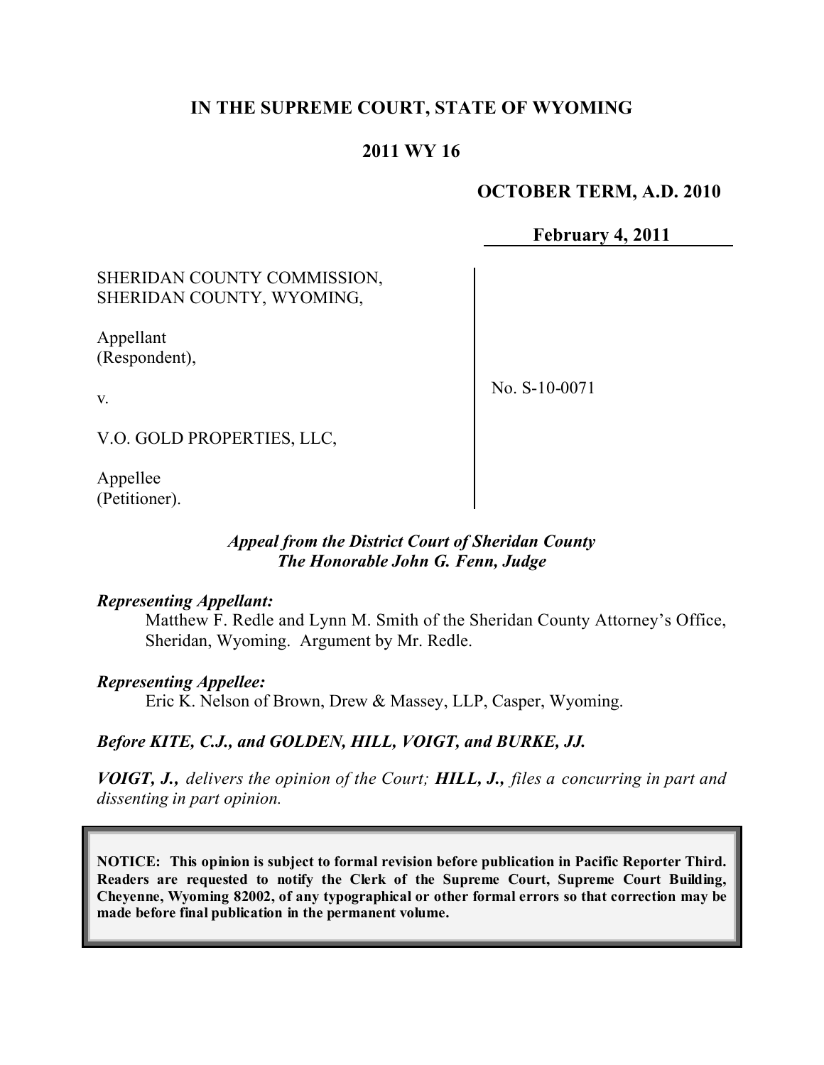**IN THE SUPREME COURT, STATE OF WYOMING**

**2011 WY 16**

**OCTOBER TERM, A.D. 2010**

**February 4, 2011**

SHERIDAN COUNTY COMMISSION, SHERIDAN COUNTY, WYOMING,

Appellant (Respondent),

v.

V.O. GOLD PROPERTIES, LLC,

Appellee (Petitioner).

No. S-10-0071

*Appeal from the District Court of Sheridan County*
*The Honorable John G. Fenn, Judge*

***Representing Appellant:***

Matthew F. Redle and Lynn M. Smith of the Sheridan County Attorney's Office, Sheridan, Wyoming. Argument by Mr. Redle.

***Representing Appellee:***

Eric K. Nelson of Brown, Drew & Massey, LLP, Casper, Wyoming.

***Before KITE, C.J., and GOLDEN, HILL, VOIGT, and BURKE, JJ.***

***VOIGT, J.,*** *delivers the opinion of the Court;* ***HILL, J.,*** *files a concurring in part and dissenting in part opinion.*

**NOTICE: This opinion is subject to formal revision before publication in Pacific Reporter Third. Readers are requested to notify the Clerk of the Supreme Court, Supreme Court Building, Cheyenne, Wyoming 82002, of any typographical or other formal errors so that correction may be made before final publication in the permanent volume.**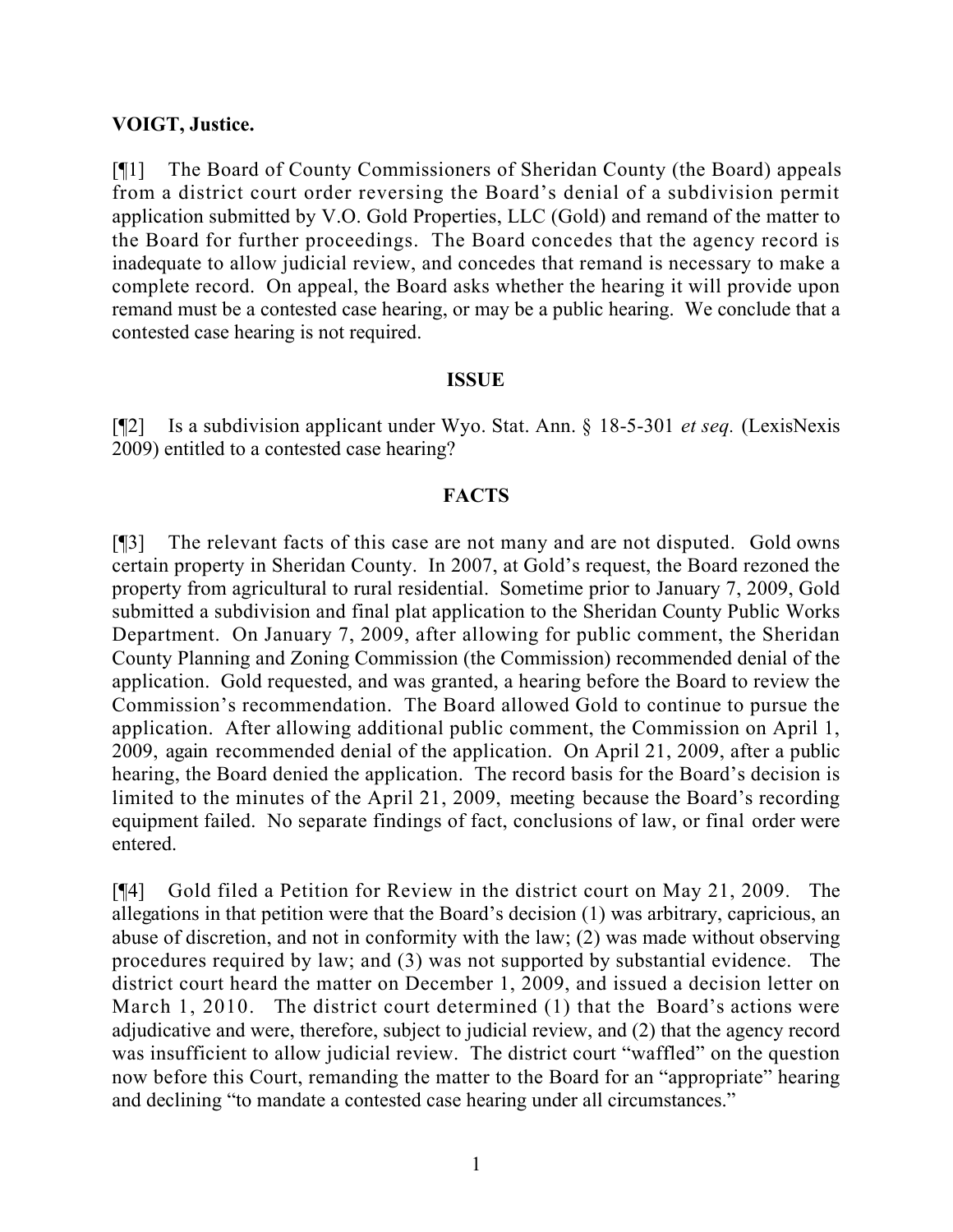**VOIGT, Justice.**

[¶1] The Board of County Commissioners of Sheridan County (the Board) appeals from a district court order reversing the Board's denial of a subdivision permit application submitted by V.O. Gold Properties, LLC (Gold) and remand of the matter to the Board for further proceedings. The Board concedes that the agency record is inadequate to allow judicial review, and concedes that remand is necessary to make a complete record. On appeal, the Board asks whether the hearing it will provide upon remand must be a contested case hearing, or may be a public hearing. We conclude that a contested case hearing is not required.

**ISSUE**

[¶2] Is a subdivision applicant under Wyo. Stat. Ann. § 18-5-301 *et seq.* (LexisNexis 2009) entitled to a contested case hearing?

**FACTS**

[¶3] The relevant facts of this case are not many and are not disputed. Gold owns certain property in Sheridan County. In 2007, at Gold's request, the Board rezoned the property from agricultural to rural residential. Sometime prior to January 7, 2009, Gold submitted a subdivision and final plat application to the Sheridan County Public Works Department. On January 7, 2009, after allowing for public comment, the Sheridan County Planning and Zoning Commission (the Commission) recommended denial of the application. Gold requested, and was granted, a hearing before the Board to review the Commission's recommendation. The Board allowed Gold to continue to pursue the application. After allowing additional public comment, the Commission on April 1, 2009, again recommended denial of the application. On April 21, 2009, after a public hearing, the Board denied the application. The record basis for the Board's decision is limited to the minutes of the April 21, 2009, meeting because the Board's recording equipment failed. No separate findings of fact, conclusions of law, or final order were entered.

[¶4] Gold filed a Petition for Review in the district court on May 21, 2009. The allegations in that petition were that the Board's decision (1) was arbitrary, capricious, an abuse of discretion, and not in conformity with the law; (2) was made without observing procedures required by law; and (3) was not supported by substantial evidence. The district court heard the matter on December 1, 2009, and issued a decision letter on March 1, 2010. The district court determined (1) that the Board's actions were adjudicative and were, therefore, subject to judicial review, and (2) that the agency record was insufficient to allow judicial review. The district court "waffled" on the question now before this Court, remanding the matter to the Board for an "appropriate" hearing and declining "to mandate a contested case hearing under all circumstances."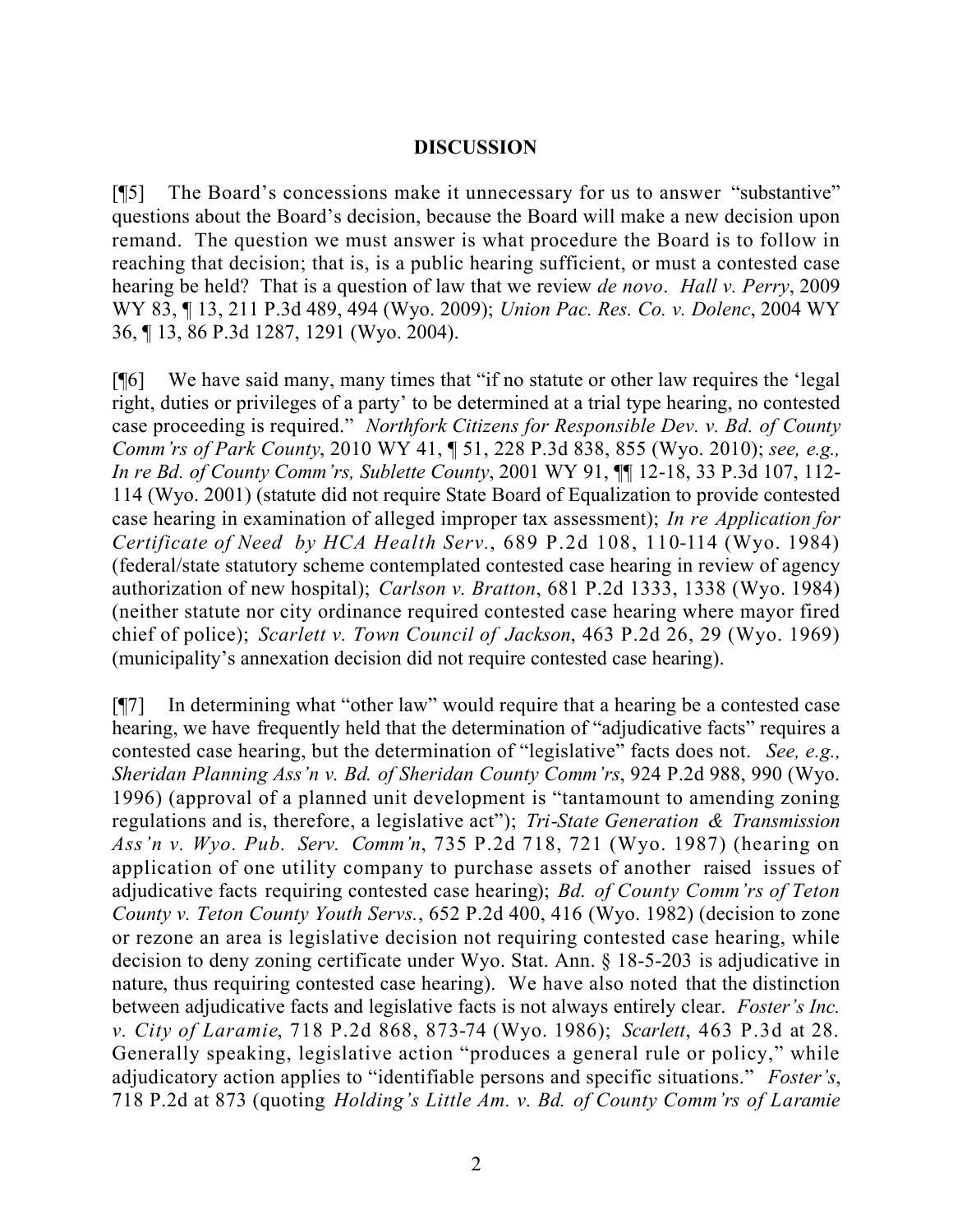## DISCUSSION

[¶5] The Board's concessions make it unnecessary for us to answer "substantive" questions about the Board's decision, because the Board will make a new decision upon remand. The question we must answer is what procedure the Board is to follow in reaching that decision; that is, is a public hearing sufficient, or must a contested case hearing be held? That is a question of law that we review *de novo*. *Hall v. Perry*, 2009 WY 83, ¶ 13, 211 P.3d 489, 494 (Wyo. 2009); *Union Pac. Res. Co. v. Dolenc*, 2004 WY 36, ¶ 13, 86 P.3d 1287, 1291 (Wyo. 2004).

[¶6] We have said many, many times that "if no statute or other law requires the 'legal right, duties or privileges of a party' to be determined at a trial type hearing, no contested case proceeding is required." *Northfork Citizens for Responsible Dev. v. Bd. of County Comm'rs of Park County*, 2010 WY 41, ¶ 51, 228 P.3d 838, 855 (Wyo. 2010); *see, e.g., In re Bd. of County Comm'rs, Sublette County*, 2001 WY 91, ¶¶ 12-18, 33 P.3d 107, 112-114 (Wyo. 2001) (statute did not require State Board of Equalization to provide contested case hearing in examination of alleged improper tax assessment); *In re Application for Certificate of Need by HCA Health Serv.*, 689 P.2d 108, 110-114 (Wyo. 1984) (federal/state statutory scheme contemplated contested case hearing in review of agency authorization of new hospital); *Carlson v. Bratton*, 681 P.2d 1333, 1338 (Wyo. 1984) (neither statute nor city ordinance required contested case hearing where mayor fired chief of police); *Scarlett v. Town Council of Jackson*, 463 P.2d 26, 29 (Wyo. 1969) (municipality's annexation decision did not require contested case hearing).

[¶7] In determining what "other law" would require that a hearing be a contested case hearing, we have frequently held that the determination of "adjudicative facts" requires a contested case hearing, but the determination of "legislative" facts does not. *See, e.g., Sheridan Planning Ass'n v. Bd. of Sheridan County Comm'rs*, 924 P.2d 988, 990 (Wyo. 1996) (approval of a planned unit development is "tantamount to amending zoning regulations and is, therefore, a legislative act"); *Tri-State Generation & Transmission Ass'n v. Wyo. Pub. Serv. Comm'n*, 735 P.2d 718, 721 (Wyo. 1987) (hearing on application of one utility company to purchase assets of another raised issues of adjudicative facts requiring contested case hearing); *Bd. of County Comm'rs of Teton County v. Teton County Youth Servs.*, 652 P.2d 400, 416 (Wyo. 1982) (decision to zone or rezone an area is legislative decision not requiring contested case hearing, while decision to deny zoning certificate under Wyo. Stat. Ann. § 18-5-203 is adjudicative in nature, thus requiring contested case hearing). We have also noted that the distinction between adjudicative facts and legislative facts is not always entirely clear. *Foster's Inc. v. City of Laramie*, 718 P.2d 868, 873-74 (Wyo. 1986); *Scarlett*, 463 P.3d at 28. Generally speaking, legislative action "produces a general rule or policy," while adjudicatory action applies to "identifiable persons and specific situations." *Foster's*, 718 P.2d at 873 (quoting *Holding's Little Am. v. Bd. of County Comm'rs of Laramie*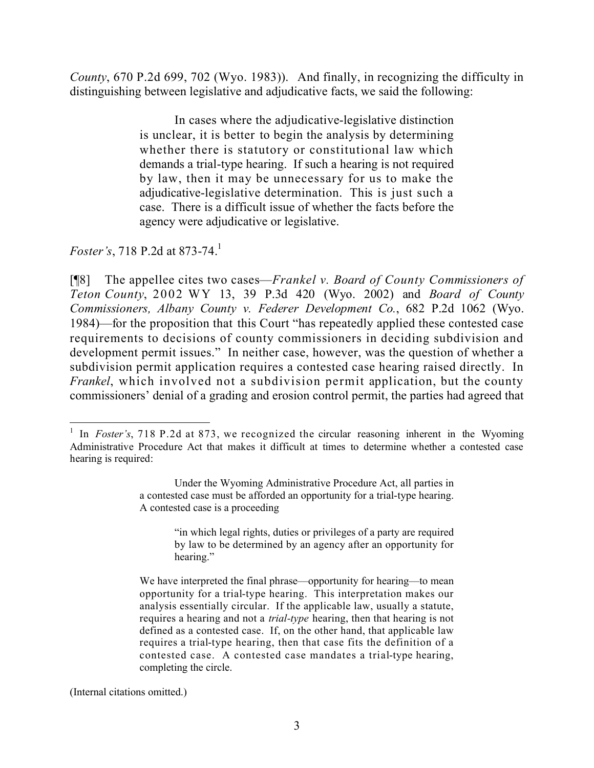*County*, 670 P.2d 699, 702 (Wyo. 1983)). And finally, in recognizing the difficulty in distinguishing between legislative and adjudicative facts, we said the following:

> In cases where the adjudicative-legislative distinction is unclear, it is better to begin the analysis by determining whether there is statutory or constitutional law which demands a trial-type hearing. If such a hearing is not required by law, then it may be unnecessary for us to make the adjudicative-legislative determination. This is just such a case. There is a difficult issue of whether the facts before the agency were adjudicative or legislative.

*Foster's*, 718 P.2d at 873-74.[1]

[¶8] The appellee cites two cases—*Frankel v. Board of County Commissioners of Teton County*, 2002 WY 13, 39 P.3d 420 (Wyo. 2002) and *Board of County Commissioners, Albany County v. Federer Development Co.*, 682 P.2d 1062 (Wyo. 1984)—for the proposition that this Court "has repeatedly applied these contested case requirements to decisions of county commissioners in deciding subdivision and development permit issues." In neither case, however, was the question of whether a subdivision permit application requires a contested case hearing raised directly. In *Frankel*, which involved not a subdivision permit application, but the county commissioners' denial of a grading and erosion control permit, the parties had agreed that

---

[1] In *Foster's*, 718 P.2d at 873, we recognized the circular reasoning inherent in the Wyoming Administrative Procedure Act that makes it difficult at times to determine whether a contested case hearing is required:

> Under the Wyoming Administrative Procedure Act, all parties in a contested case must be afforded an opportunity for a trial-type hearing. A contested case is a proceeding
>
> > "in which legal rights, duties or privileges of a party are required by law to be determined by an agency after an opportunity for hearing."
>
> We have interpreted the final phrase—opportunity for hearing—to mean opportunity for a trial-type hearing. This interpretation makes our analysis essentially circular. If the applicable law, usually a statute, requires a hearing and not a *trial-type* hearing, then that hearing is not defined as a contested case. If, on the other hand, that applicable law requires a trial-type hearing, then that case fits the definition of a contested case. A contested case mandates a trial-type hearing, completing the circle.

(Internal citations omitted.)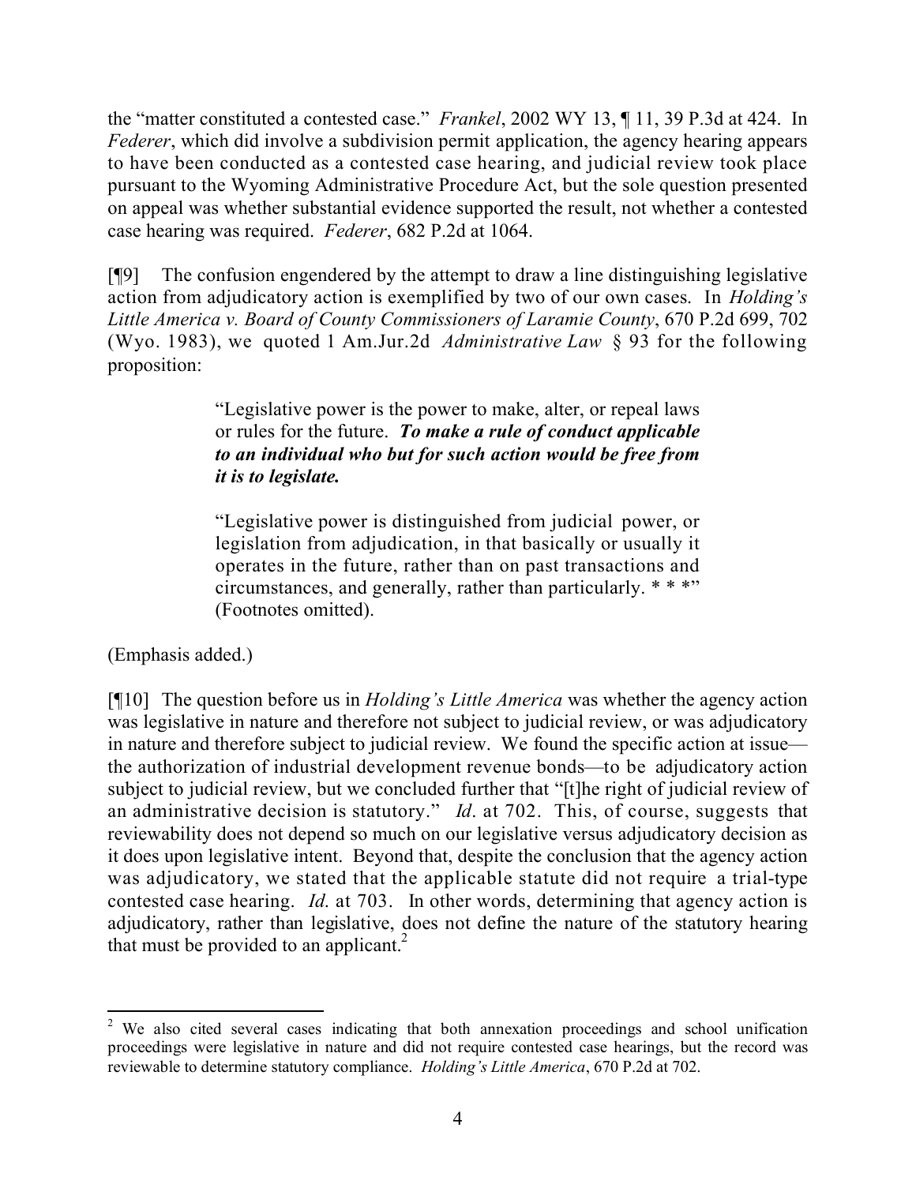the "matter constituted a contested case." *Frankel*, 2002 WY 13, ¶ 11, 39 P.3d at 424. In *Federer*, which did involve a subdivision permit application, the agency hearing appears to have been conducted as a contested case hearing, and judicial review took place pursuant to the Wyoming Administrative Procedure Act, but the sole question presented on appeal was whether substantial evidence supported the result, not whether a contested case hearing was required. *Federer*, 682 P.2d at 1064.

[¶9] The confusion engendered by the attempt to draw a line distinguishing legislative action from adjudicatory action is exemplified by two of our own cases. In *Holding's Little America v. Board of County Commissioners of Laramie County*, 670 P.2d 699, 702 (Wyo. 1983), we quoted 1 Am.Jur.2d *Administrative Law* § 93 for the following proposition:

> "Legislative power is the power to make, alter, or repeal laws or rules for the future. ***To make a rule of conduct applicable to an individual who but for such action would be free from it is to legislate.***
>
> "Legislative power is distinguished from judicial power, or legislation from adjudication, in that basically or usually it operates in the future, rather than on past transactions and circumstances, and generally, rather than particularly. * * *" (Footnotes omitted).

(Emphasis added.)

[¶10] The question before us in *Holding's Little America* was whether the agency action was legislative in nature and therefore not subject to judicial review, or was adjudicatory in nature and therefore subject to judicial review. We found the specific action at issue—the authorization of industrial development revenue bonds—to be adjudicatory action subject to judicial review, but we concluded further that "[t]he right of judicial review of an administrative decision is statutory." *Id*. at 702. This, of course, suggests that reviewability does not depend so much on our legislative versus adjudicatory decision as it does upon legislative intent. Beyond that, despite the conclusion that the agency action was adjudicatory, we stated that the applicable statute did not require a trial-type contested case hearing. *Id*. at 703. In other words, determining that agency action is adjudicatory, rather than legislative, does not define the nature of the statutory hearing that must be provided to an applicant.[2]

---

[2] We also cited several cases indicating that both annexation proceedings and school unification proceedings were legislative in nature and did not require contested case hearings, but the record was reviewable to determine statutory compliance. *Holding's Little America*, 670 P.2d at 702.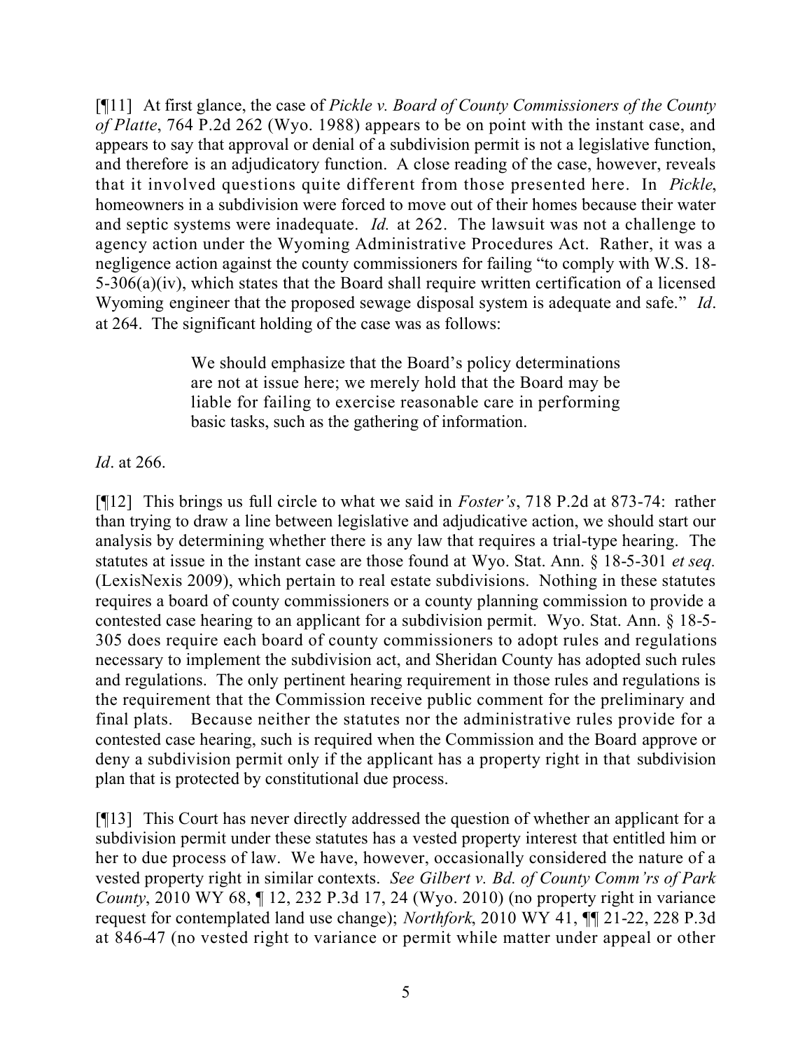[¶11] At first glance, the case of *Pickle v. Board of County Commissioners of the County of Platte*, 764 P.2d 262 (Wyo. 1988) appears to be on point with the instant case, and appears to say that approval or denial of a subdivision permit is not a legislative function, and therefore is an adjudicatory function. A close reading of the case, however, reveals that it involved questions quite different from those presented here. In *Pickle*, homeowners in a subdivision were forced to move out of their homes because their water and septic systems were inadequate. *Id.* at 262. The lawsuit was not a challenge to agency action under the Wyoming Administrative Procedures Act. Rather, it was a negligence action against the county commissioners for failing "to comply with W.S. 18-5-306(a)(iv), which states that the Board shall require written certification of a licensed Wyoming engineer that the proposed sewage disposal system is adequate and safe." *Id*. at 264. The significant holding of the case was as follows:

> We should emphasize that the Board's policy determinations are not at issue here; we merely hold that the Board may be liable for failing to exercise reasonable care in performing basic tasks, such as the gathering of information.

*Id*. at 266.

[¶12] This brings us full circle to what we said in *Foster's*, 718 P.2d at 873-74: rather than trying to draw a line between legislative and adjudicative action, we should start our analysis by determining whether there is any law that requires a trial-type hearing. The statutes at issue in the instant case are those found at Wyo. Stat. Ann. § 18-5-301 *et seq.* (LexisNexis 2009), which pertain to real estate subdivisions. Nothing in these statutes requires a board of county commissioners or a county planning commission to provide a contested case hearing to an applicant for a subdivision permit. Wyo. Stat. Ann. § 18-5-305 does require each board of county commissioners to adopt rules and regulations necessary to implement the subdivision act, and Sheridan County has adopted such rules and regulations. The only pertinent hearing requirement in those rules and regulations is the requirement that the Commission receive public comment for the preliminary and final plats. Because neither the statutes nor the administrative rules provide for a contested case hearing, such is required when the Commission and the Board approve or deny a subdivision permit only if the applicant has a property right in that subdivision plan that is protected by constitutional due process.

[¶13] This Court has never directly addressed the question of whether an applicant for a subdivision permit under these statutes has a vested property interest that entitled him or her to due process of law. We have, however, occasionally considered the nature of a vested property right in similar contexts. *See Gilbert v. Bd. of County Comm'rs of Park County*, 2010 WY 68, ¶ 12, 232 P.3d 17, 24 (Wyo. 2010) (no property right in variance request for contemplated land use change); *Northfork*, 2010 WY 41, ¶¶ 21-22, 228 P.3d at 846-47 (no vested right to variance or permit while matter under appeal or other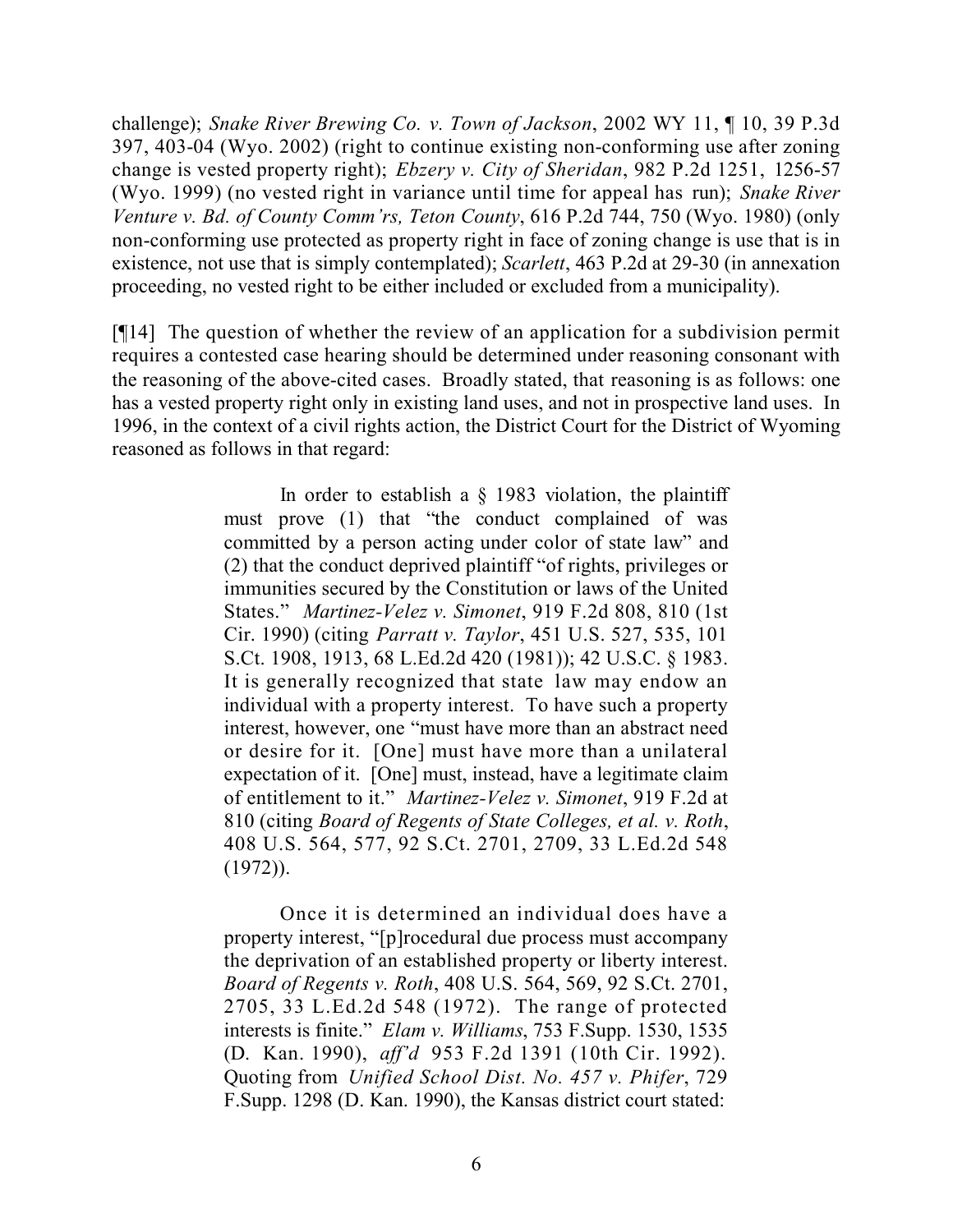challenge); *Snake River Brewing Co. v. Town of Jackson*, 2002 WY 11, ¶ 10, 39 P.3d 397, 403-04 (Wyo. 2002) (right to continue existing non-conforming use after zoning change is vested property right); *Ebzery v. City of Sheridan*, 982 P.2d 1251, 1256-57 (Wyo. 1999) (no vested right in variance until time for appeal has run); *Snake River Venture v. Bd. of County Comm'rs, Teton County*, 616 P.2d 744, 750 (Wyo. 1980) (only non-conforming use protected as property right in face of zoning change is use that is in existence, not use that is simply contemplated); *Scarlett*, 463 P.2d at 29-30 (in annexation proceeding, no vested right to be either included or excluded from a municipality).

[¶14] The question of whether the review of an application for a subdivision permit requires a contested case hearing should be determined under reasoning consonant with the reasoning of the above-cited cases. Broadly stated, that reasoning is as follows: one has a vested property right only in existing land uses, and not in prospective land uses. In 1996, in the context of a civil rights action, the District Court for the District of Wyoming reasoned as follows in that regard:

> In order to establish a § 1983 violation, the plaintiff must prove (1) that "the conduct complained of was committed by a person acting under color of state law" and (2) that the conduct deprived plaintiff "of rights, privileges or immunities secured by the Constitution or laws of the United States." *Martinez-Velez v. Simonet*, 919 F.2d 808, 810 (1st Cir. 1990) (citing *Parratt v. Taylor*, 451 U.S. 527, 535, 101 S.Ct. 1908, 1913, 68 L.Ed.2d 420 (1981)); 42 U.S.C. § 1983. It is generally recognized that state law may endow an individual with a property interest. To have such a property interest, however, one "must have more than an abstract need or desire for it. [One] must have more than a unilateral expectation of it. [One] must, instead, have a legitimate claim of entitlement to it." *Martinez-Velez v. Simonet*, 919 F.2d at 810 (citing *Board of Regents of State Colleges, et al. v. Roth*, 408 U.S. 564, 577, 92 S.Ct. 2701, 2709, 33 L.Ed.2d 548 (1972)).
>
> Once it is determined an individual does have a property interest, "[p]rocedural due process must accompany the deprivation of an established property or liberty interest. *Board of Regents v. Roth*, 408 U.S. 564, 569, 92 S.Ct. 2701, 2705, 33 L.Ed.2d 548 (1972). The range of protected interests is finite." *Elam v. Williams*, 753 F.Supp. 1530, 1535 (D. Kan. 1990), *aff'd* 953 F.2d 1391 (10th Cir. 1992). Quoting from *Unified School Dist. No. 457 v. Phifer*, 729 F.Supp. 1298 (D. Kan. 1990), the Kansas district court stated: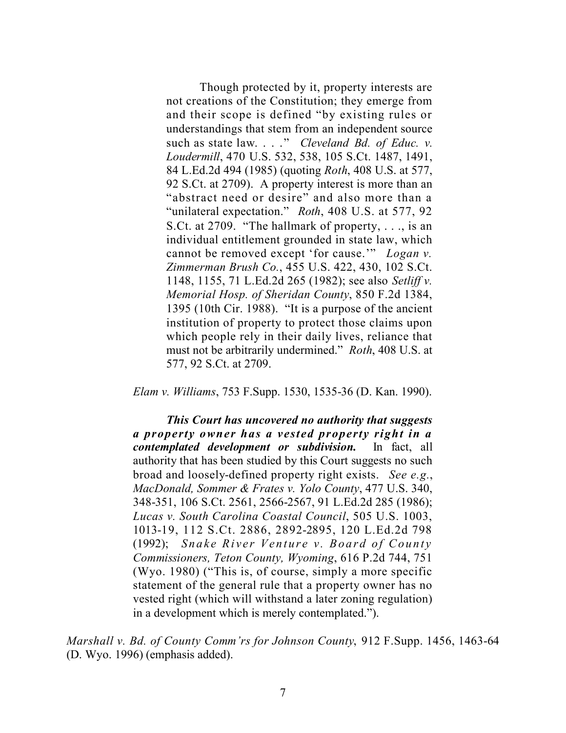> Though protected by it, property interests are not creations of the Constitution; they emerge from and their scope is defined "by existing rules or understandings that stem from an independent source such as state law. . . ." *Cleveland Bd. of Educ. v. Loudermill*, 470 U.S. 532, 538, 105 S.Ct. 1487, 1491, 84 L.Ed.2d 494 (1985) (quoting *Roth*, 408 U.S. at 577, 92 S.Ct. at 2709). A property interest is more than an "abstract need or desire" and also more than a "unilateral expectation." *Roth*, 408 U.S. at 577, 92 S.Ct. at 2709. "The hallmark of property, . . ., is an individual entitlement grounded in state law, which cannot be removed except 'for cause.'" *Logan v. Zimmerman Brush Co.*, 455 U.S. 422, 430, 102 S.Ct. 1148, 1155, 71 L.Ed.2d 265 (1982); see also *Setliff v. Memorial Hosp. of Sheridan County*, 850 F.2d 1384, 1395 (10th Cir. 1988). "It is a purpose of the ancient institution of property to protect those claims upon which people rely in their daily lives, reliance that must not be arbitrarily undermined." *Roth*, 408 U.S. at 577, 92 S.Ct. at 2709.
>
> *Elam v. Williams*, 753 F.Supp. 1530, 1535-36 (D. Kan. 1990).
>
> ***This Court has uncovered no authority that suggests a property owner has a vested property right in a contemplated development or subdivision.*** In fact, all authority that has been studied by this Court suggests no such broad and loosely-defined property right exists. *See e.g.*, *MacDonald, Sommer & Frates v. Yolo County*, 477 U.S. 340, 348-351, 106 S.Ct. 2561, 2566-2567, 91 L.Ed.2d 285 (1986); *Lucas v. South Carolina Coastal Council*, 505 U.S. 1003, 1013-19, 112 S.Ct. 2886, 2892-2895, 120 L.Ed.2d 798 (1992); *Snake River Venture v. Board of County Commissioners, Teton County, Wyoming*, 616 P.2d 744, 751 (Wyo. 1980) ("This is, of course, simply a more specific statement of the general rule that a property owner has no vested right (which will withstand a later zoning regulation) in a development which is merely contemplated.").

*Marshall v. Bd. of County Comm'rs for Johnson County*, 912 F.Supp. 1456, 1463-64 (D. Wyo. 1996) (emphasis added).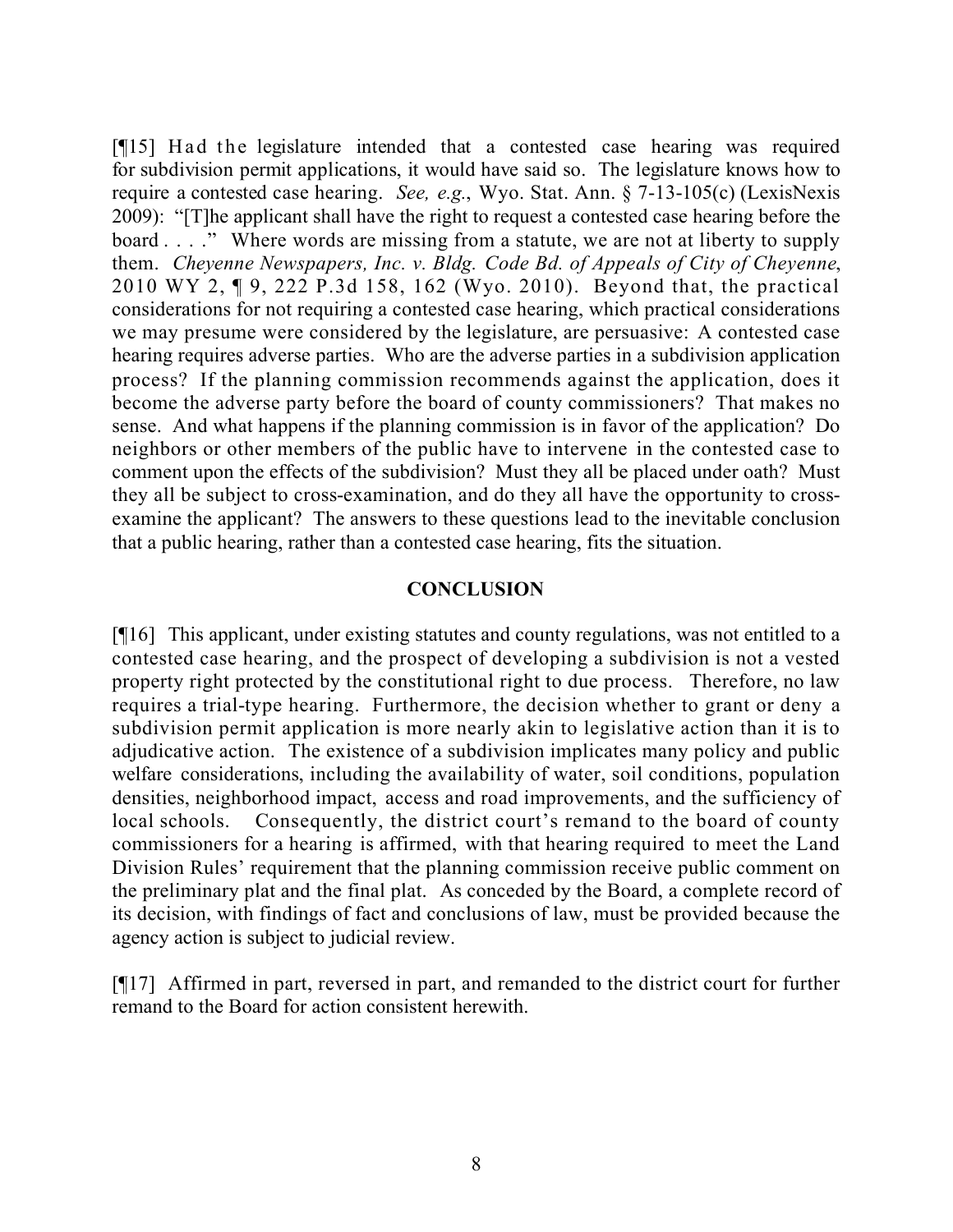[¶15] Had the legislature intended that a contested case hearing was required for subdivision permit applications, it would have said so. The legislature knows how to require a contested case hearing. *See, e.g.*, Wyo. Stat. Ann. § 7-13-105(c) (LexisNexis 2009): "[T]he applicant shall have the right to request a contested case hearing before the board . . . ." Where words are missing from a statute, we are not at liberty to supply them. *Cheyenne Newspapers, Inc. v. Bldg. Code Bd. of Appeals of City of Cheyenne*, 2010 WY 2, ¶ 9, 222 P.3d 158, 162 (Wyo. 2010). Beyond that, the practical considerations for not requiring a contested case hearing, which practical considerations we may presume were considered by the legislature, are persuasive: A contested case hearing requires adverse parties. Who are the adverse parties in a subdivision application process? If the planning commission recommends against the application, does it become the adverse party before the board of county commissioners? That makes no sense. And what happens if the planning commission is in favor of the application? Do neighbors or other members of the public have to intervene in the contested case to comment upon the effects of the subdivision? Must they all be placed under oath? Must they all be subject to cross-examination, and do they all have the opportunity to cross-examine the applicant? The answers to these questions lead to the inevitable conclusion that a public hearing, rather than a contested case hearing, fits the situation.

## CONCLUSION

[¶16] This applicant, under existing statutes and county regulations, was not entitled to a contested case hearing, and the prospect of developing a subdivision is not a vested property right protected by the constitutional right to due process. Therefore, no law requires a trial-type hearing. Furthermore, the decision whether to grant or deny a subdivision permit application is more nearly akin to legislative action than it is to adjudicative action. The existence of a subdivision implicates many policy and public welfare considerations, including the availability of water, soil conditions, population densities, neighborhood impact, access and road improvements, and the sufficiency of local schools. Consequently, the district court's remand to the board of county commissioners for a hearing is affirmed, with that hearing required to meet the Land Division Rules' requirement that the planning commission receive public comment on the preliminary plat and the final plat. As conceded by the Board, a complete record of its decision, with findings of fact and conclusions of law, must be provided because the agency action is subject to judicial review.

[¶17] Affirmed in part, reversed in part, and remanded to the district court for further remand to the Board for action consistent herewith.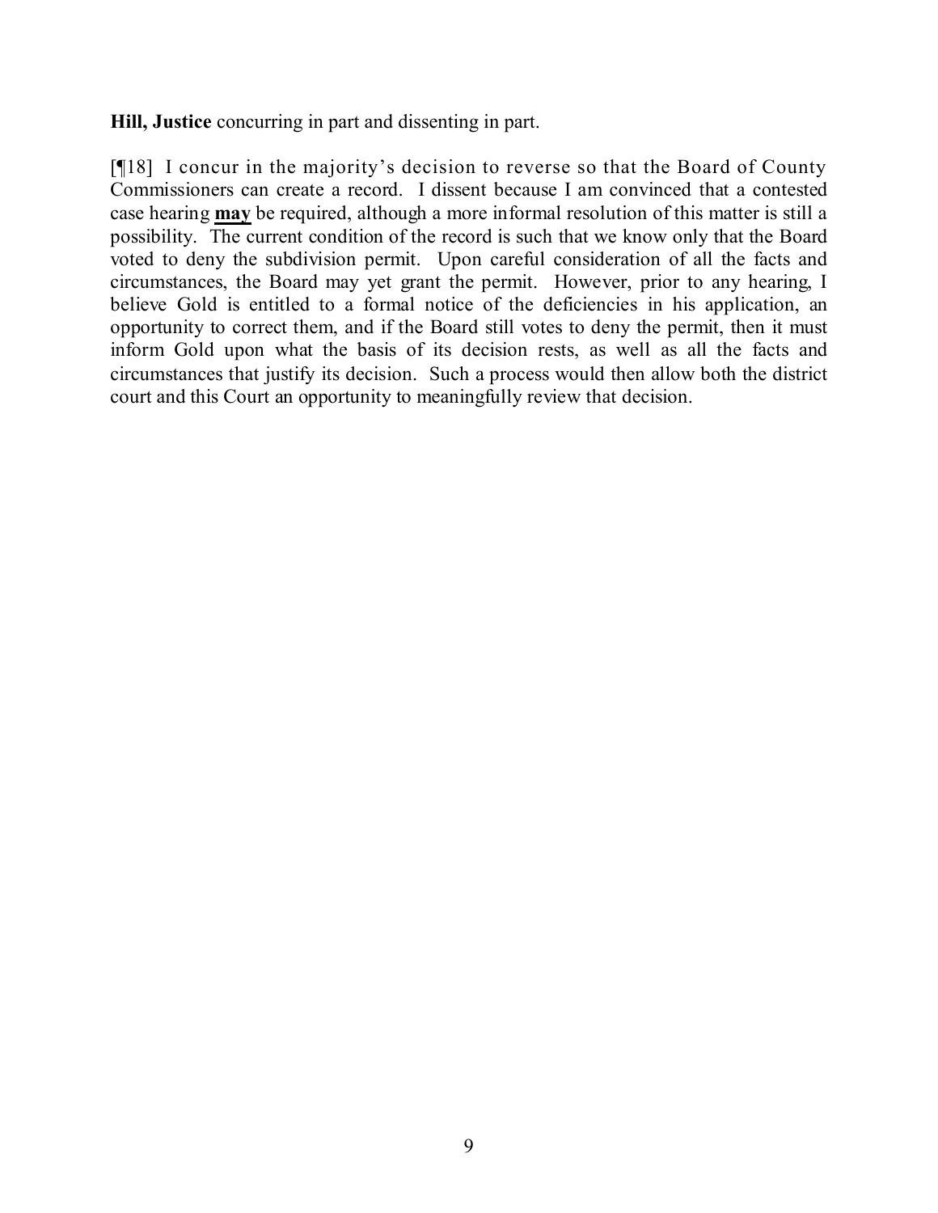**Hill, Justice** concurring in part and dissenting in part.

[¶18] I concur in the majority's decision to reverse so that the Board of County Commissioners can create a record. I dissent because I am convinced that a contested case hearing ***may*** be required, although a more informal resolution of this matter is still a possibility. The current condition of the record is such that we know only that the Board voted to deny the subdivision permit. Upon careful consideration of all the facts and circumstances, the Board may yet grant the permit. However, prior to any hearing, I believe Gold is entitled to a formal notice of the deficiencies in his application, an opportunity to correct them, and if the Board still votes to deny the permit, then it must inform Gold upon what the basis of its decision rests, as well as all the facts and circumstances that justify its decision. Such a process would then allow both the district court and this Court an opportunity to meaningfully review that decision.